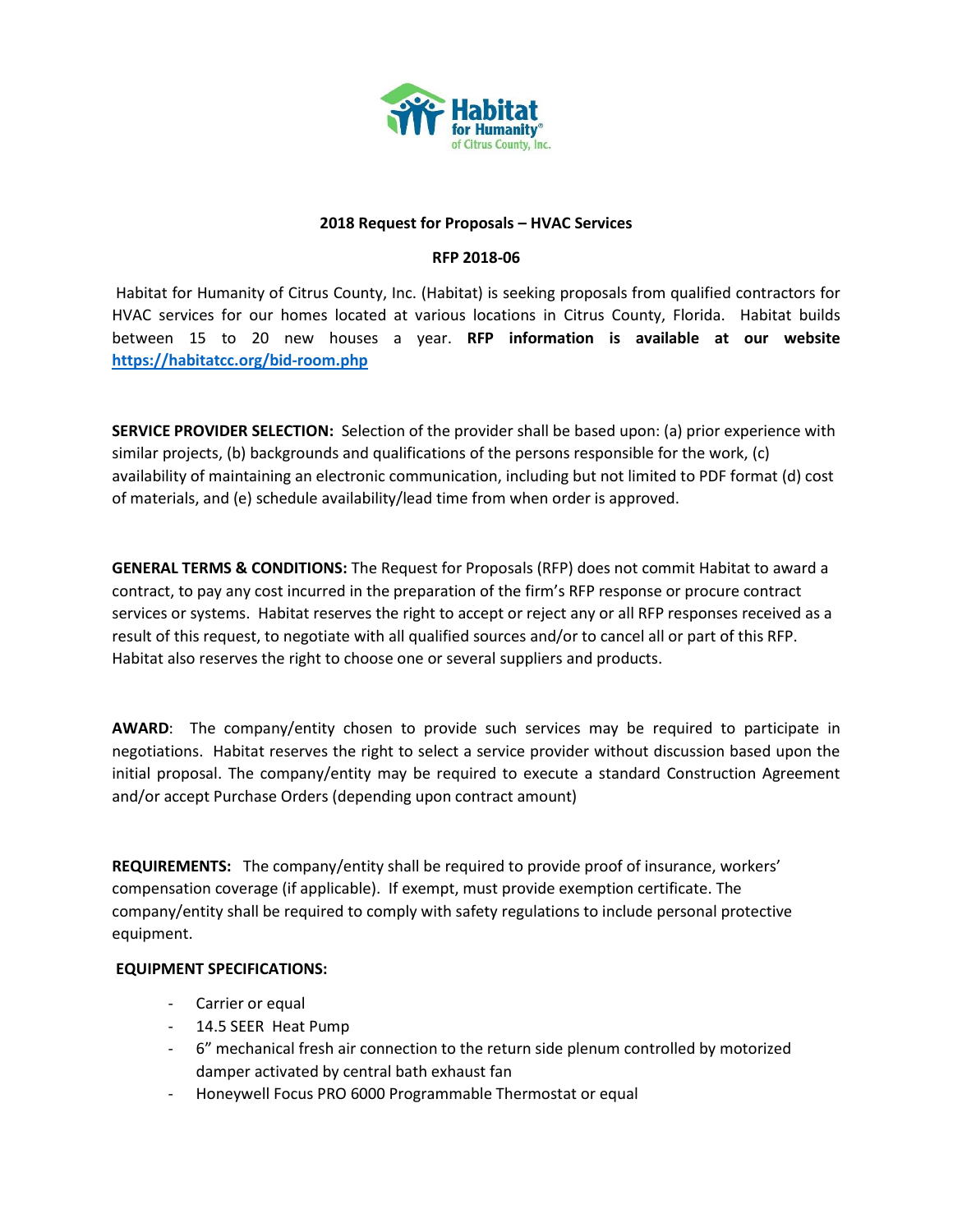Habitat for Humanity® of Citrus County, Inc.

**2018 Request for Proposals – HVAC Services**

**RFP 2018-06**

Habitat for Humanity of Citrus County, Inc. (Habitat) is seeking proposals from qualified contractors for HVAC services for our homes located at various locations in Citrus County, Florida. Habitat builds between 15 to 20 new houses a year. **RFP information is available at our website [https://habitatcc.org/bid-room.php](https://habitatcc.org/bid-room.php)**

**SERVICE PROVIDER SELECTION:** Selection of the provider shall be based upon: (a) prior experience with similar projects, (b) backgrounds and qualifications of the persons responsible for the work, (c) availability of maintaining an electronic communication, including but not limited to PDF format (d) cost of materials, and (e) schedule availability/lead time from when order is approved.

**GENERAL TERMS & CONDITIONS:** The Request for Proposals (RFP) does not commit Habitat to award a contract, to pay any cost incurred in the preparation of the firm's RFP response or procure contract services or systems. Habitat reserves the right to accept or reject any or all RFP responses received as a result of this request, to negotiate with all qualified sources and/or to cancel all or part of this RFP. Habitat also reserves the right to choose one or several suppliers and products.

**AWARD**: The company/entity chosen to provide such services may be required to participate in negotiations. Habitat reserves the right to select a service provider without discussion based upon the initial proposal. The company/entity may be required to execute a standard Construction Agreement and/or accept Purchase Orders (depending upon contract amount)

**REQUIREMENTS:** The company/entity shall be required to provide proof of insurance, workers' compensation coverage (if applicable). If exempt, must provide exemption certificate. The company/entity shall be required to comply with safety regulations to include personal protective equipment.

**EQUIPMENT SPECIFICATIONS:**

- Carrier or equal
- 14.5 SEER Heat Pump
- 6" mechanical fresh air connection to the return side plenum controlled by motorized damper activated by central bath exhaust fan
- Honeywell Focus PRO 6000 Programmable Thermostat or equal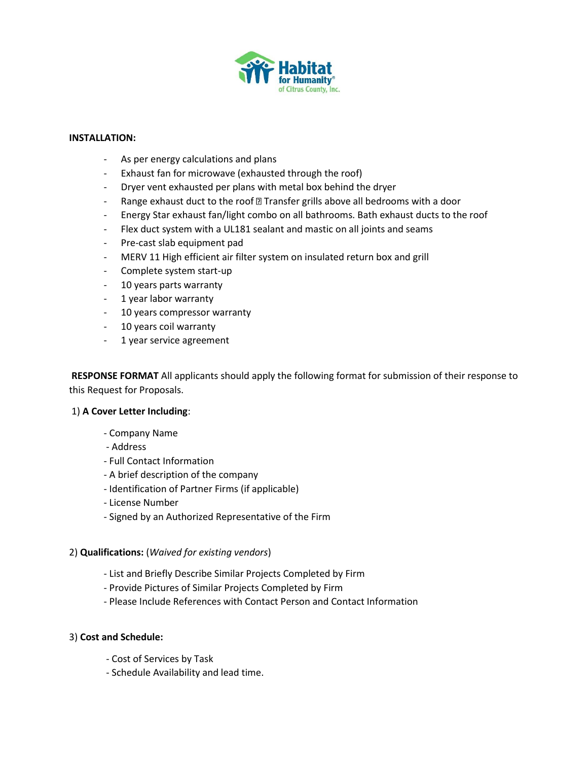**INSTALLATION:**

- As per energy calculations and plans
- Exhaust fan for microwave (exhausted through the roof)
- Dryer vent exhausted per plans with metal box behind the dryer
- Range exhaust duct to the roof  Transfer grills above all bedrooms with a door
- Energy Star exhaust fan/light combo on all bathrooms. Bath exhaust ducts to the roof
- Flex duct system with a UL181 sealant and mastic on all joints and seams
- Pre-cast slab equipment pad
- MERV 11 High efficient air filter system on insulated return box and grill
- Complete system start-up
- 10 years parts warranty
- 1 year labor warranty
- 10 years compressor warranty
- 10 years coil warranty
- 1 year service agreement

**RESPONSE FORMAT** All applicants should apply the following format for submission of their response to this Request for Proposals.

1) **A Cover Letter Including**:

- Company Name
- Address
- Full Contact Information
- A brief description of the company
- Identification of Partner Firms (if applicable)
- License Number
- Signed by an Authorized Representative of the Firm

2) **Qualifications:** (*Waived for existing vendors*)

- List and Briefly Describe Similar Projects Completed by Firm
- Provide Pictures of Similar Projects Completed by Firm
- Please Include References with Contact Person and Contact Information

3) **Cost and Schedule:**

- Cost of Services by Task
- Schedule Availability and lead time.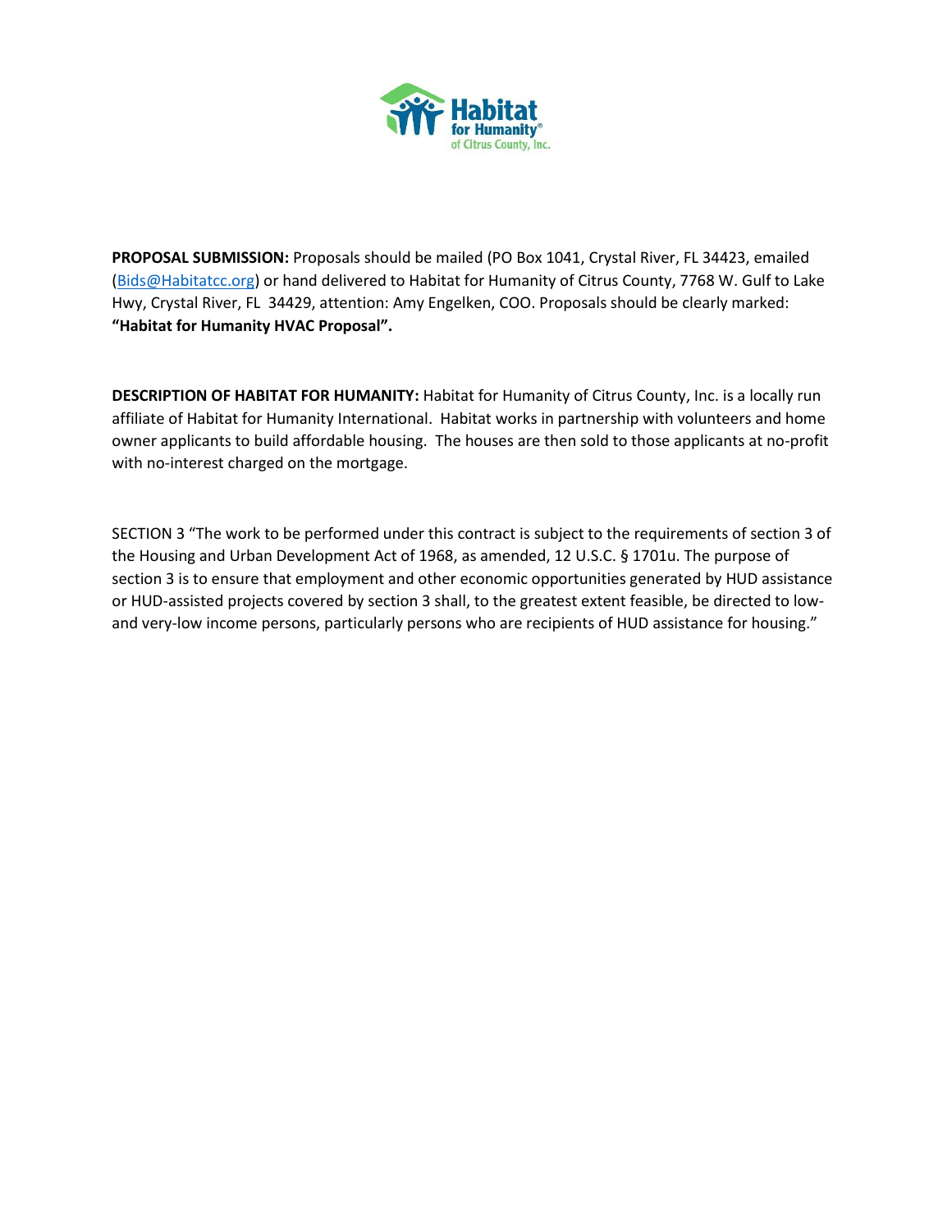**PROPOSAL SUBMISSION:** Proposals should be mailed (PO Box 1041, Crystal River, FL 34423, emailed (Bids@Habitatcc.org) or hand delivered to Habitat for Humanity of Citrus County, 7768 W. Gulf to Lake Hwy, Crystal River, FL 34429, attention: Amy Engelken, COO. Proposals should be clearly marked: **"Habitat for Humanity HVAC Proposal".**

**DESCRIPTION OF HABITAT FOR HUMANITY:** Habitat for Humanity of Citrus County, Inc. is a locally run affiliate of Habitat for Humanity International. Habitat works in partnership with volunteers and home owner applicants to build affordable housing. The houses are then sold to those applicants at no-profit with no-interest charged on the mortgage.

SECTION 3 "The work to be performed under this contract is subject to the requirements of section 3 of the Housing and Urban Development Act of 1968, as amended, 12 U.S.C. § 1701u. The purpose of section 3 is to ensure that employment and other economic opportunities generated by HUD assistance or HUD-assisted projects covered by section 3 shall, to the greatest extent feasible, be directed to low- and very-low income persons, particularly persons who are recipients of HUD assistance for housing."